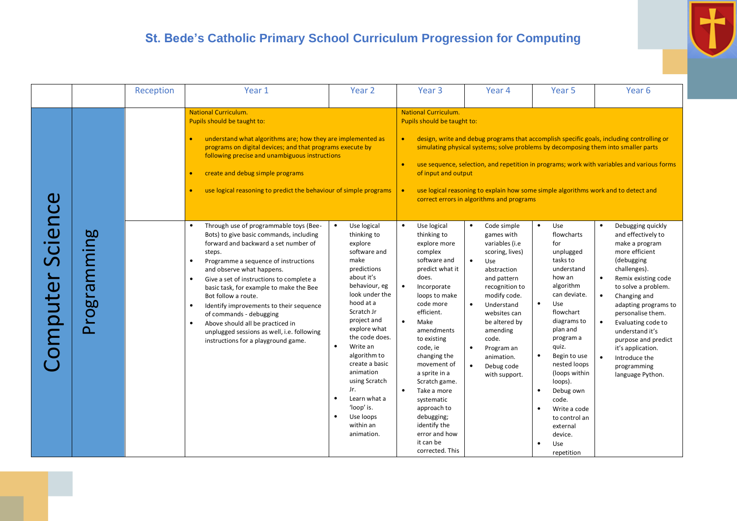# St. Bede's Catholic Primary School Curriculum Progression for Computing

| | | Reception | Year 1 | Year 2 | Year 3 | Year 4 | Year 5 | Year 6 |
|---|---|---|---|---|---|---|---|---|
| Computer Science | Programming | | National Curriculum.<br>Pupils should be taught to:<br>• understand what algorithms are; how they are implemented as programs on digital devices; and that programs execute by following precise and unambiguous instructions<br>• create and debug simple programs<br>• use logical reasoning to predict the behaviour of simple programs | | National Curriculum.<br>Pupils should be taught to:<br>• design, write and debug programs that accomplish specific goals, including controlling or simulating physical systems; solve problems by decomposing them into smaller parts<br>• use sequence, selection, and repetition in programs; work with variables and various forms of input and output<br>• use logical reasoning to explain how some simple algorithms work and to detect and correct errors in algorithms and programs | | | |
| | | | • Through use of programmable toys (Bee-Bots) to give basic commands, including forward and backward a set number of steps.<br>• Programme a sequence of instructions and observe what happens.<br>• Give a set of instructions to complete a basic task, for example to make the Bee Bot follow a route.<br>• Identify improvements to their sequence of commands - debugging<br>• Above should all be practiced in unplugged sessions as well, i.e. following instructions for a playground game. | • Use logical thinking to explore software and make predictions about it's behaviour, eg look under the hood at a Scratch Jr project and explore what the code does.<br>• Write an algorithm to create a basic animation using Scratch Jr.<br>• Learn what a 'loop' is.<br>• Use loops within an animation. | • Use logical thinking to explore more complex software and predict what it does.<br>• Incorporate loops to make code more efficient.<br>• Make amendments to existing code, ie changing the movement of a sprite in a Scratch game.<br>• Take a more systematic approach to debugging; identify the error and how it can be corrected. This | • Code simple games with variables (i.e scoring, lives)<br>• Use abstraction and pattern recognition to modify code.<br>• Understand websites can be altered by amending code.<br>• Program an animation.<br>• Debug code with support. | • Use flowcharts for unplugged tasks to understand how an algorithm can deviate.<br>• Use flowchart diagrams to plan and program a quiz.<br>• Begin to use nested loops (loops within loops).<br>• Debug own code.<br>• Write a code to control an external device.<br>• Use repetition | • Debugging quickly and effectively to make a program more efficient (debugging challenges).<br>• Remix existing code to solve a problem.<br>• Changing and adapting programs to personalise them.<br>• Evaluating code to understand it's purpose and predict it's application.<br>• Introduce the programming language Python. |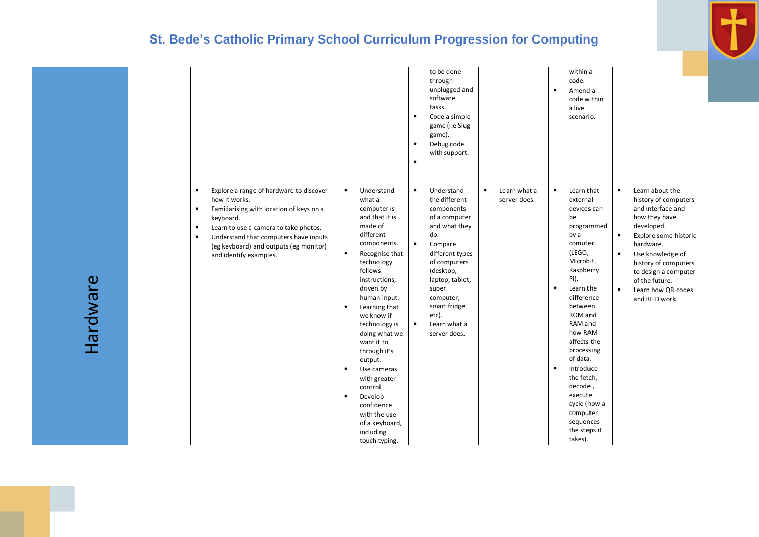# St. Bede's Catholic Primary School Curriculum Progression for Computing

| | | | | | | | | |
|---|---|---|---|---|---|---|---|---|
| | | | | | <ul><li>to be done through unplugged and software tasks.</li><li>Code a simple game (i.e Slug game).</li><li>Debug code with support.</li><li></li></ul> | | within a code.<ul><li>Amend a code within a live scenario.</li></ul> | |
| | Hardware | | <ul><li>Explore a range of hardware to discover how it works.</li><li>Familiarising with location of keys on a keyboard.</li><li>Learn to use a camera to take photos.</li><li>Understand that computers have inputs (eg keyboard) and outputs (eg monitor) and identify examples.</li></ul> | <ul><li>Understand what a computer is and that it is made of different components.</li><li>Recognise that technology follows instructions, driven by human input.</li><li>Learning that we know if technology is doing what we want it to through it's output.</li><li>Use cameras with greater control.</li><li>Develop confidence with the use of a keyboard, including touch typing.</li></ul> | <ul><li>Understand the different components of a computer and what they do.</li><li>Compare different types of computers (desktop, laptop, tablet, super computer, smart fridge etc).</li><li>Learn what a server does.</li></ul> | <ul><li>Learn what a server does.</li></ul> | <ul><li>Learn that external devices can be programmed by a comuter (LEGO, Microbit, Raspberry Pi).</li><li>Learn the difference between ROM and RAM and how RAM affects the processing of data.</li><li>Introduce the fetch, decode , execute cycle (how a computer sequences the steps it takes).</li></ul> | <ul><li>Learn about the history of computers and interface and how they have developed.</li><li>Explore some historic hardware.</li><li>Use knowledge of history of computers to design a computer of the future.</li><li>Learn how QR codes and RFID work.</li></ul> |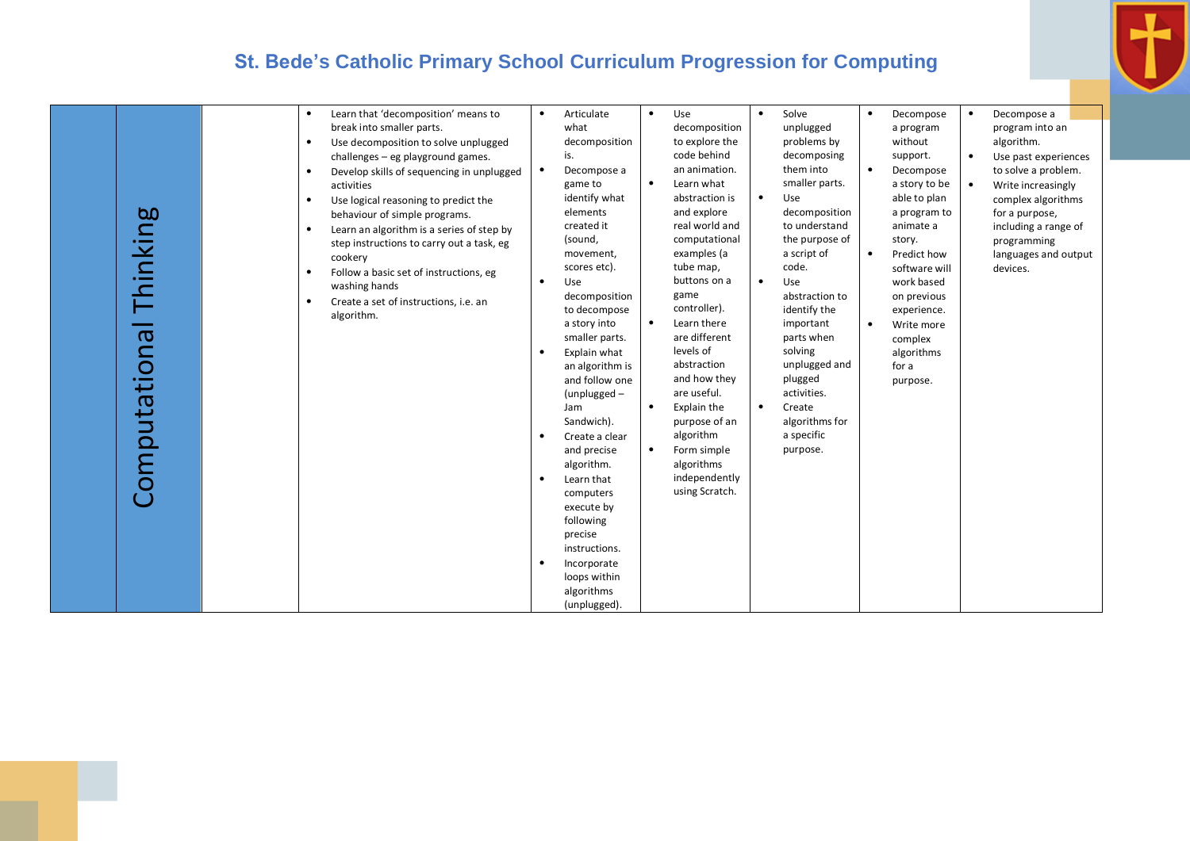# St. Bede's Catholic Primary School Curriculum Progression for Computing

| | | | | | | | | | |
|---|---|---|---|---|---|---|---|---|---|
| | Computational Thinking | | • Learn that 'decomposition' means to break into smaller parts.<br>• Use decomposition to solve unplugged challenges – eg playground games.<br>• Develop skills of sequencing in unplugged activities<br>• Use logical reasoning to predict the behaviour of simple programs.<br>• Learn an algorithm is a series of step by step instructions to carry out a task, eg cookery<br>• Follow a basic set of instructions, eg washing hands<br>• Create a set of instructions, i.e. an algorithm. | • Articulate what decomposition is.<br>• Decompose a game to identify what elements created it (sound, movement, scores etc).<br>• Use decomposition to decompose a story into smaller parts.<br>• Explain what an algorithm is and follow one (unplugged – Jam Sandwich).<br>• Create a clear and precise algorithm.<br>• Learn that computers execute by following precise instructions.<br>• Incorporate loops within algorithms (unplugged). | • Use decomposition to explore the code behind an animation.<br>• Learn what abstraction is and explore real world and computational examples (a tube map, buttons on a game controller).<br>• Learn there are different levels of abstraction and how they are useful.<br>• Explain the purpose of an algorithm<br>• Form simple algorithms independently using Scratch. | • Solve unplugged problems by decomposing them into smaller parts.<br>• Use decomposition to understand the purpose of a script of code.<br>• Use abstraction to identify the important parts when solving unplugged and plugged activities.<br>• Create algorithms for a specific purpose. | • Decompose a program without support.<br>• Decompose a story to be able to plan a program to animate a story.<br>• Predict how software will work based on previous experience.<br>• Write more complex algorithms for a purpose. | • Decompose a program into an algorithm.<br>• Use past experiences to solve a problem.<br>• Write increasingly complex algorithms for a purpose, including a range of programming languages and output devices. |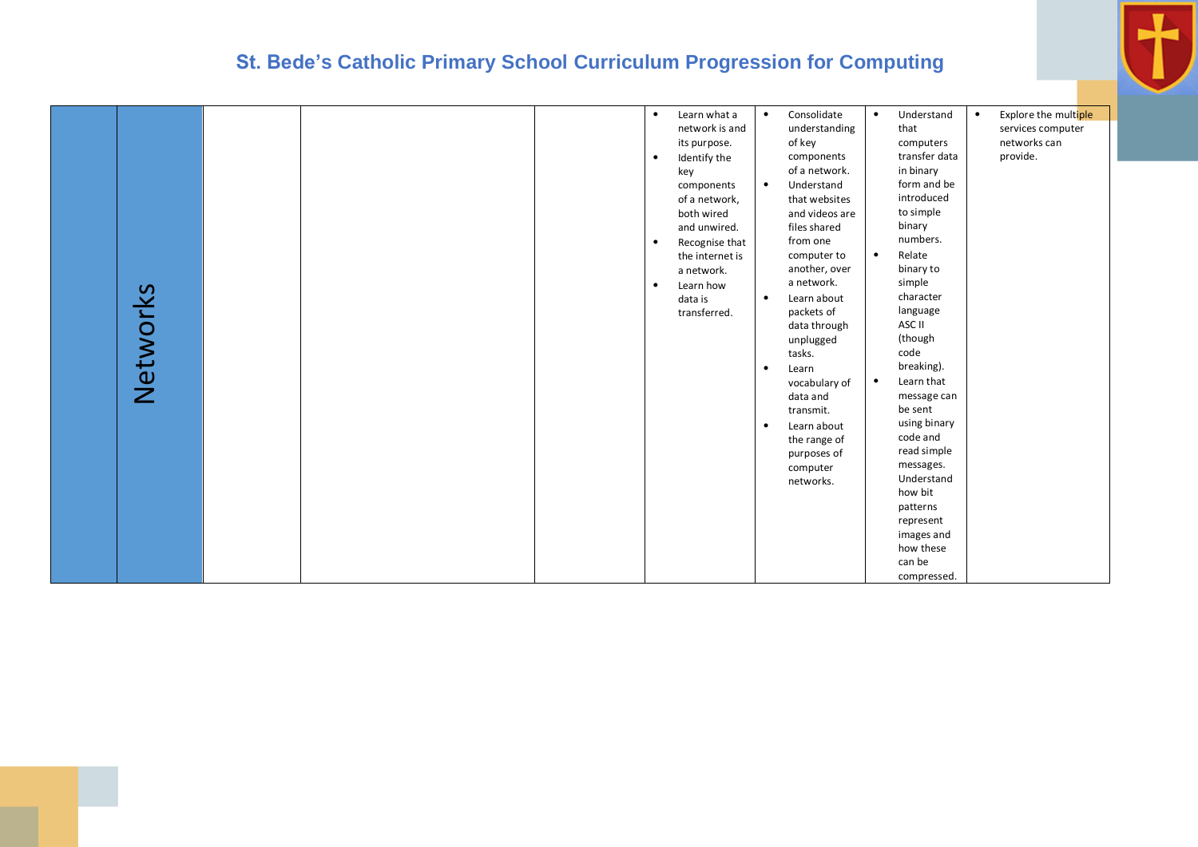# St. Bede's Catholic Primary School Curriculum Progression for Computing

| | | | | | | | | |
|---|---|---|---|---|---|---|---|---|
| | Networks | | | | • Learn what a network is and its purpose.<br>• Identify the key components of a network, both wired and unwired.<br>• Recognise that the internet is a network.<br>• Learn how data is transferred. | • Consolidate understanding of key components of a network.<br>• Understand that websites and videos are files shared from one computer to another, over a network.<br>• Learn about packets of data through unplugged tasks.<br>• Learn vocabulary of data and transmit.<br>• Learn about the range of purposes of computer networks. | • Understand that computers transfer data in binary form and be introduced to simple binary numbers.<br>• Relate binary to simple character language ASC II (though code breaking).<br>• Learn that message can be sent using binary code and read simple messages. Understand how bit patterns represent images and how these can be compressed. | • Explore the multiple services computer networks can provide. |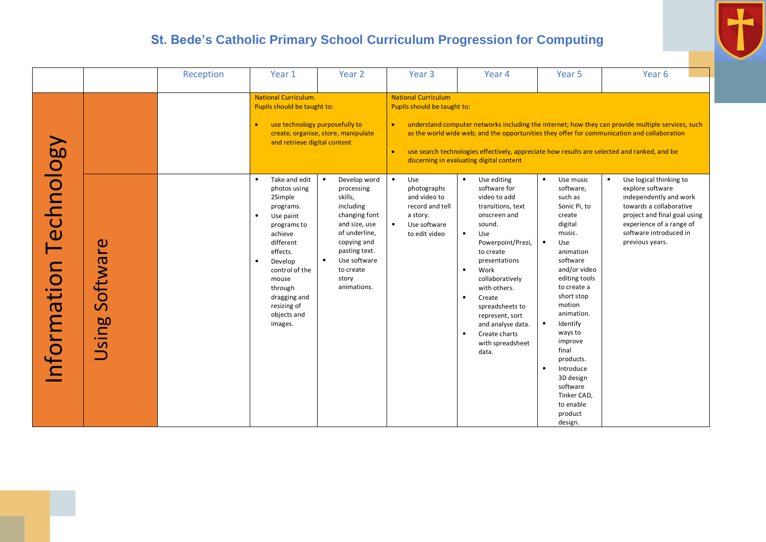# St. Bede's Catholic Primary School Curriculum Progression for Computing

| | | Reception | Year 1 | Year 2 | Year 3 | Year 4 | Year 5 | Year 6 |
|---|---|---|---|---|---|---|---|---|
| Information Technology | | | National Curriculum. Pupils should be taught to: <br>• use technology purposefully to create, organise, store, manipulate and retrieve digital content | | National Curriculum Pupils should be taught to: <br>• understand computer networks including the internet; how they can provide multiple services, such as the world wide web; and the opportunities they offer for communication and collaboration <br>• use search technologies effectively, appreciate how results are selected and ranked, and be discerning in evaluating digital content | | | |
| | Using Software | | • Take and edit photos using 2Simple programs. <br>• Use paint programs to achieve different effects. <br>• Develop control of the mouse through dragging and resizing of objects and images. | • Develop word processing skills, including changing font and size, use of underline, copying and pasting text. <br>• Use software to create story animations. | • Use photographs and video to record and tell a story. <br>• Use software to edit video | • Use editing software for video to add transitions, text onscreen and sound. <br>• Use Powerpoint/Prezi, to create presentations <br>• Work collaboratively with others. <br>• Create spreadsheets to represent, sort and analyse data. <br>• Create charts with spreadsheet data. | • Use music software, such as Sonic Pi, to create digital music. <br>• Use animation software and/or video editing tools to create a short stop motion animation. <br>• Identify ways to improve final products. <br>• Introduce 3D design software Tinker CAD, to enable product design. | • Use logical thinking to explore software independently and work towards a collaborative project and final goal using experience of a range of software introduced in previous years. |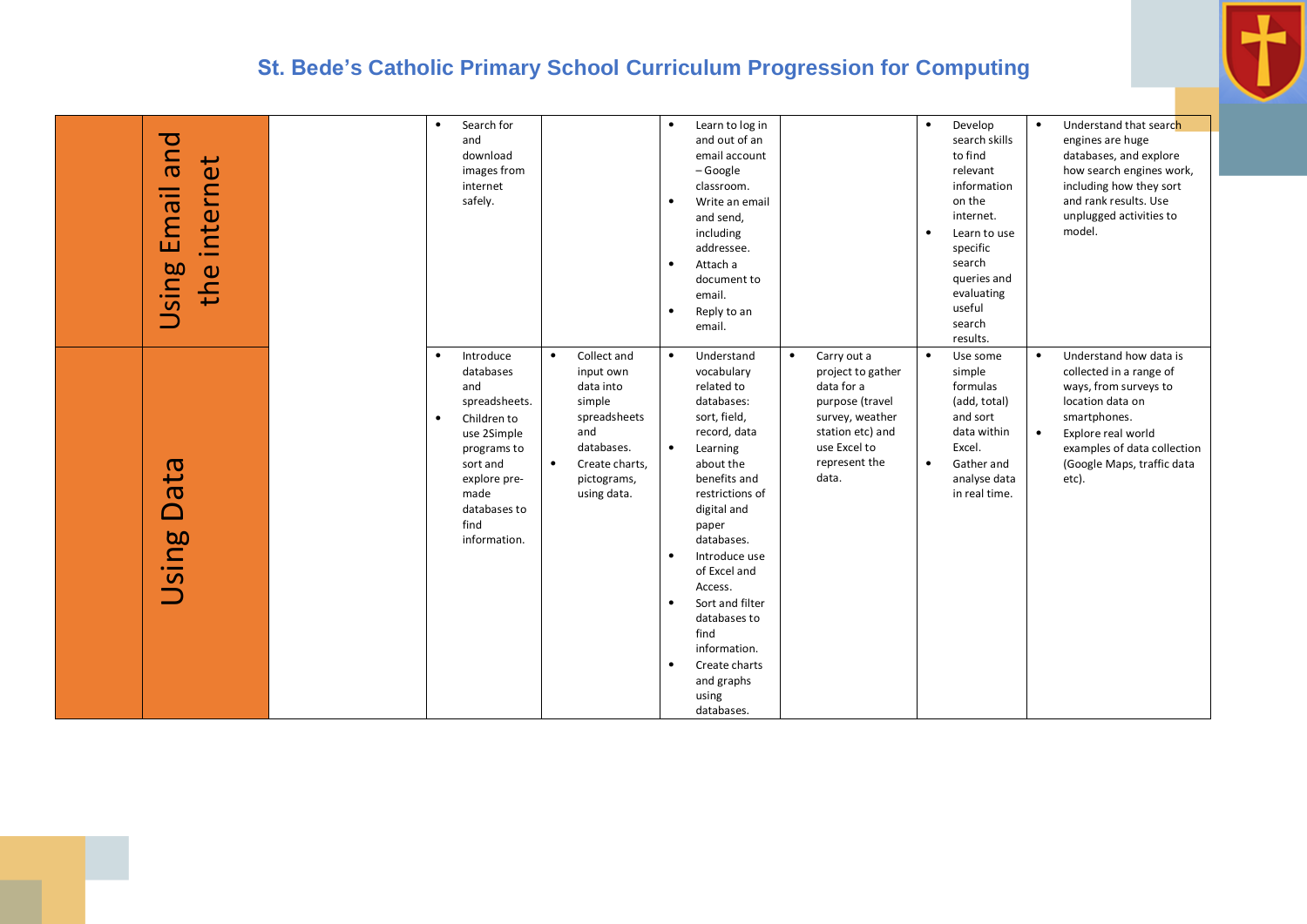| | | | | | | | | |
|---|---|---|---|---|---|---|---|---|
| | Using Email and the internet | | • Search for and download images from internet safely. | | • Learn to log in and out of an email account – Google classroom.<br>• Write an email and send, including addressee.<br>• Attach a document to email.<br>• Reply to an email. | | • Develop search skills to find relevant information on the internet.<br>• Learn to use specific search queries and evaluating useful search results. | • Understand that search engines are huge databases, and explore how search engines work, including how they sort and rank results. Use unplugged activities to model. |
| | Using Data | | • Introduce databases and spreadsheets.<br>• Children to use 2Simple programs to sort and explore pre-made databases to find information. | • Collect and input own data into simple spreadsheets and databases.<br>• Create charts, pictograms, using data. | • Understand vocabulary related to databases: sort, field, record, data<br>• Learning about the benefits and restrictions of digital and paper databases.<br>• Introduce use of Excel and Access.<br>• Sort and filter databases to find information.<br>• Create charts and graphs using databases. | • Carry out a project to gather data for a purpose (travel survey, weather station etc) and use Excel to represent the data. | • Use some simple formulas (add, total) and sort data within Excel.<br>• Gather and analyse data in real time. | • Understand how data is collected in a range of ways, from surveys to location data on smartphones.<br>• Explore real world examples of data collection (Google Maps, traffic data etc). |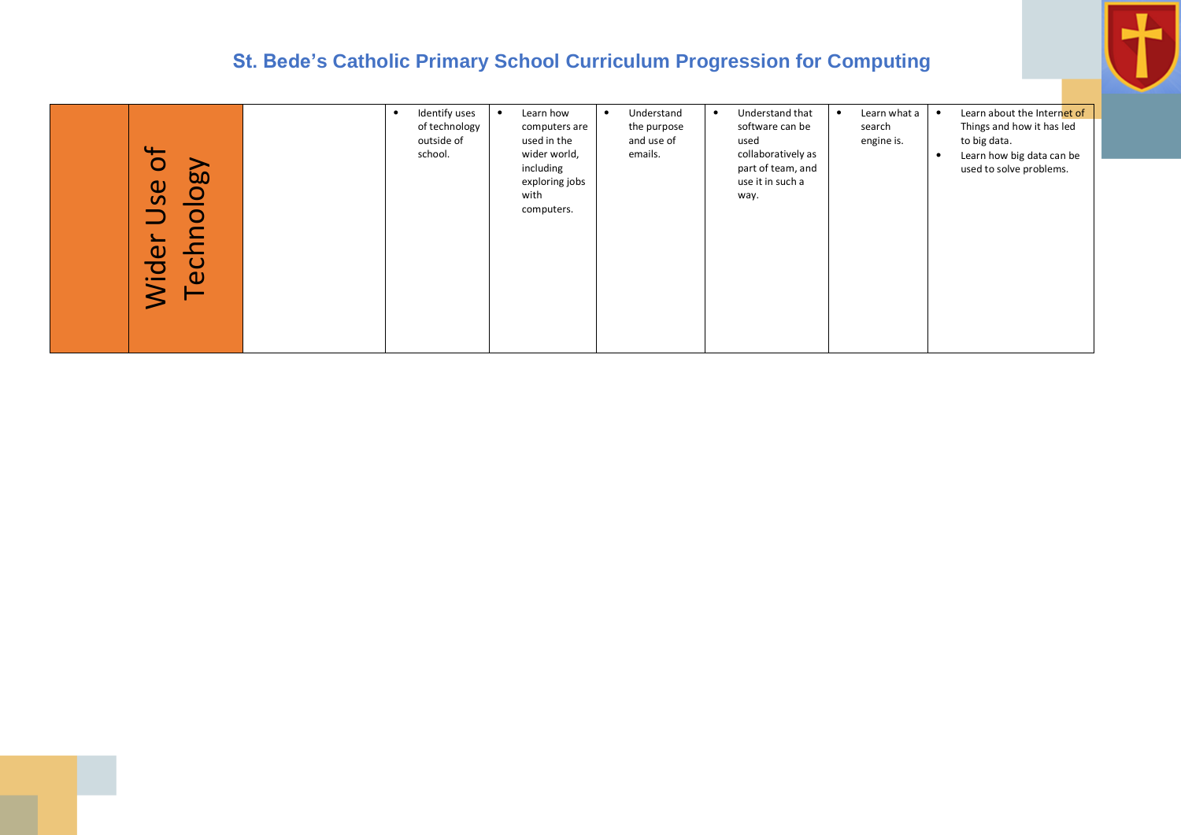# St. Bede's Catholic Primary School Curriculum Progression for Computing

| | | | | | | | | |
|---|---|---|---|---|---|---|---|---|
| | Wider Use of Technology | | • Identify uses of technology outside of school. | • Learn how computers are used in the wider world, including exploring jobs with computers. | • Understand the purpose and use of emails. | • Understand that software can be used collaboratively as part of team, and use it in such a way. | • Learn what a search engine is. | • Learn about the Internet of Things and how it has led to big data.<br>• Learn how big data can be used to solve problems. |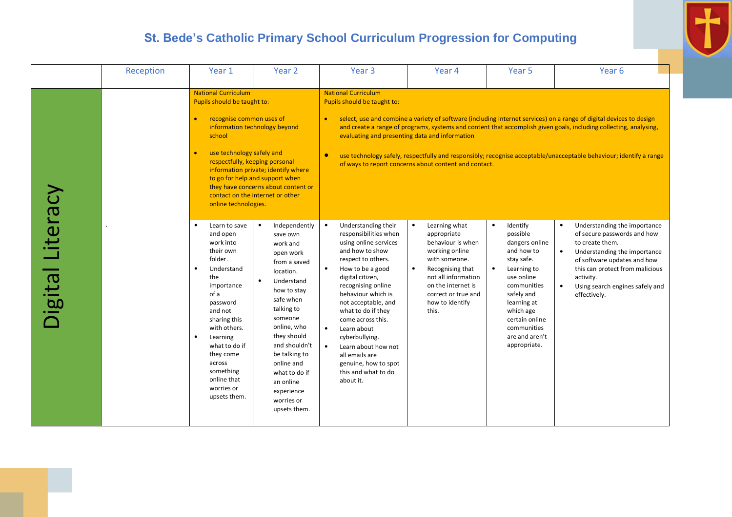# St. Bede's Catholic Primary School Curriculum Progression for Computing

| | Reception | Year 1 | Year 2 | Year 3 | Year 4 | Year 5 | Year 6 |
|---|---|---|---|---|---|---|---|
| Digital Literacy | | National Curriculum<br>Pupils should be taught to:<br>• recognise common uses of information technology beyond school<br>• use technology safely and respectfully, keeping personal information private; identify where to go for help and support when they have concerns about content or contact on the internet or other online technologies. | | National Curriculum<br>Pupils should be taught to:<br>• select, use and combine a variety of software (including internet services) on a range of digital devices to design and create a range of programs, systems and content that accomplish given goals, including collecting, analysing, evaluating and presenting data and information<br>• use technology safely, respectfully and responsibly; recognise acceptable/unacceptable behaviour; identify a range of ways to report concerns about content and contact. | | | |
| | . | • Learn to save and open work into their own folder.<br>• Understand the importance of a password and not sharing this with others.<br>• Learning what to do if they come across something online that worries or upsets them. | • Independently save own work and open work from a saved location.<br>• Understand how to stay safe when talking to someone online, who they should and shouldn't be talking to online and what to do if an online experience worries or upsets them. | • Understanding their responsibilities when using online services and how to show respect to others.<br>• How to be a good digital citizen, recognising online behaviour which is not acceptable, and what to do if they come across this.<br>• Learn about cyberbullying.<br>• Learn about how not all emails are genuine, how to spot this and what to do about it. | • Learning what appropriate behaviour is when working online with someone.<br>• Recognising that not all information on the internet is correct or true and how to identify this. | • Identify possible dangers online and how to stay safe.<br>• Learning to use online communities safely and learning at which age certain online communities are and aren't appropriate. | • Understanding the importance of secure passwords and how to create them.<br>• Understanding the importance of software updates and how this can protect from malicious activity.<br>• Using search engines safely and effectively. |